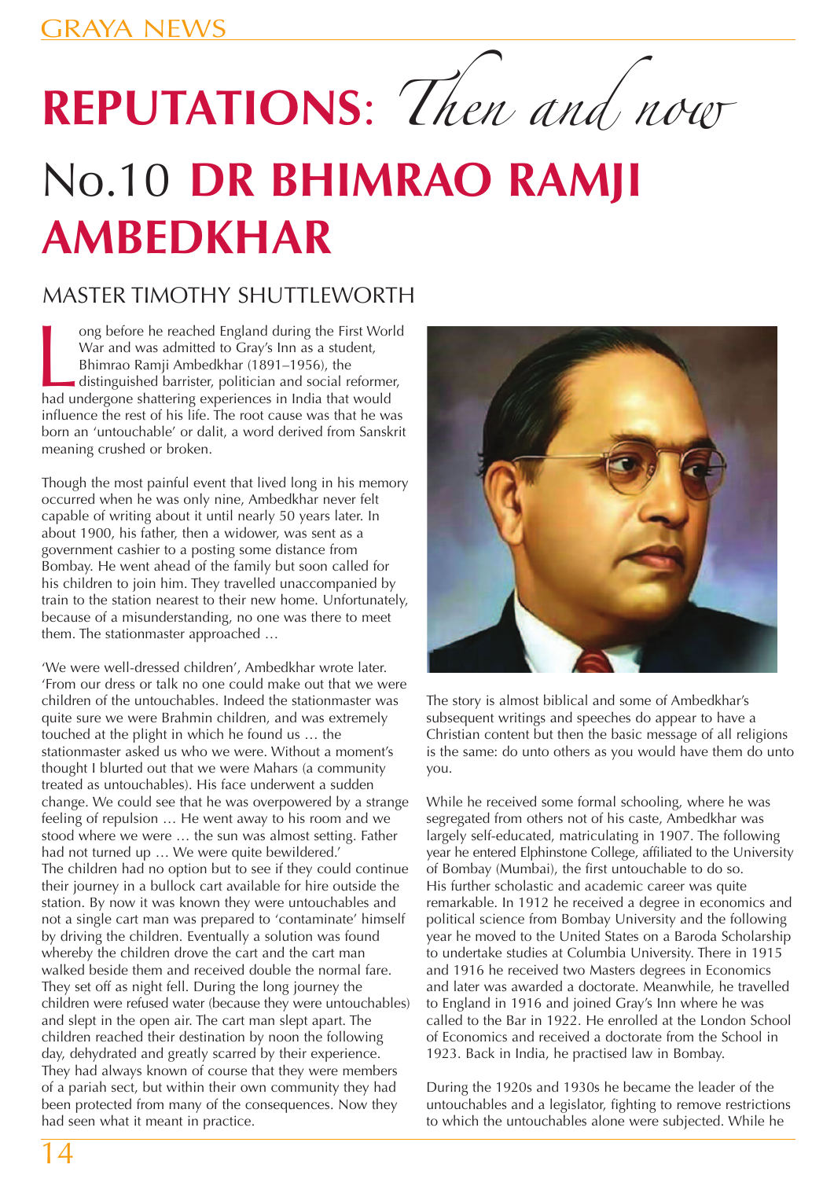# REPUTATIONS: *Then and now*

# No.10 DR BHIMRAO RAMJI AMBEDKHAR

## MASTER TIMOTHY SHUTTLEWORTH

Long before he reached England during the First World War and was admitted to Gray's Inn as a student, Bhimrao Ramji Ambedkhar (1891–1956), the distinguished barrister, politician and social reformer, had undergone shattering experiences in India that would influence the rest of his life. The root cause was that he was born an 'untouchable' or dalit, a word derived from Sanskrit meaning crushed or broken.

Though the most painful event that lived long in his memory occurred when he was only nine, Ambedkhar never felt capable of writing about it until nearly 50 years later. In about 1900, his father, then a widower, was sent as a government cashier to a posting some distance from Bombay. He went ahead of the family but soon called for his children to join him. They travelled unaccompanied by train to the station nearest to their new home. Unfortunately, because of a misunderstanding, no one was there to meet them. The stationmaster approached …

'We were well-dressed children', Ambedkhar wrote later. 'From our dress or talk no one could make out that we were children of the untouchables. Indeed the stationmaster was quite sure we were Brahmin children, and was extremely touched at the plight in which he found us … the stationmaster asked us who we were. Without a moment's thought I blurted out that we were Mahars (a community treated as untouchables). His face underwent a sudden change. We could see that he was overpowered by a strange feeling of repulsion … He went away to his room and we stood where we were … the sun was almost setting. Father had not turned up … We were quite bewildered.'

The children had no option but to see if they could continue their journey in a bullock cart available for hire outside the station. By now it was known they were untouchables and not a single cart man was prepared to 'contaminate' himself by driving the children. Eventually a solution was found whereby the children drove the cart and the cart man walked beside them and received double the normal fare. They set off as night fell. During the long journey the children were refused water (because they were untouchables) and slept in the open air. The cart man slept apart. The children reached their destination by noon the following day, dehydrated and greatly scarred by their experience. They had always known of course that they were members of a pariah sect, but within their own community they had been protected from many of the consequences. Now they had seen what it meant in practice.

The story is almost biblical and some of Ambedkhar's subsequent writings and speeches do appear to have a Christian content but then the basic message of all religions is the same: do unto others as you would have them do unto you.

While he received some formal schooling, where he was segregated from others not of his caste, Ambedkhar was largely self-educated, matriculating in 1907. The following year he entered Elphinstone College, affiliated to the University of Bombay (Mumbai), the first untouchable to do so.

His further scholastic and academic career was quite remarkable. In 1912 he received a degree in economics and political science from Bombay University and the following year he moved to the United States on a Baroda Scholarship to undertake studies at Columbia University. There in 1915 and 1916 he received two Masters degrees in Economics and later was awarded a doctorate. Meanwhile, he travelled to England in 1916 and joined Gray's Inn where he was called to the Bar in 1922. He enrolled at the London School of Economics and received a doctorate from the School in 1923. Back in India, he practised law in Bombay.

During the 1920s and 1930s he became the leader of the untouchables and a legislator, fighting to remove restrictions to which the untouchables alone were subjected. While he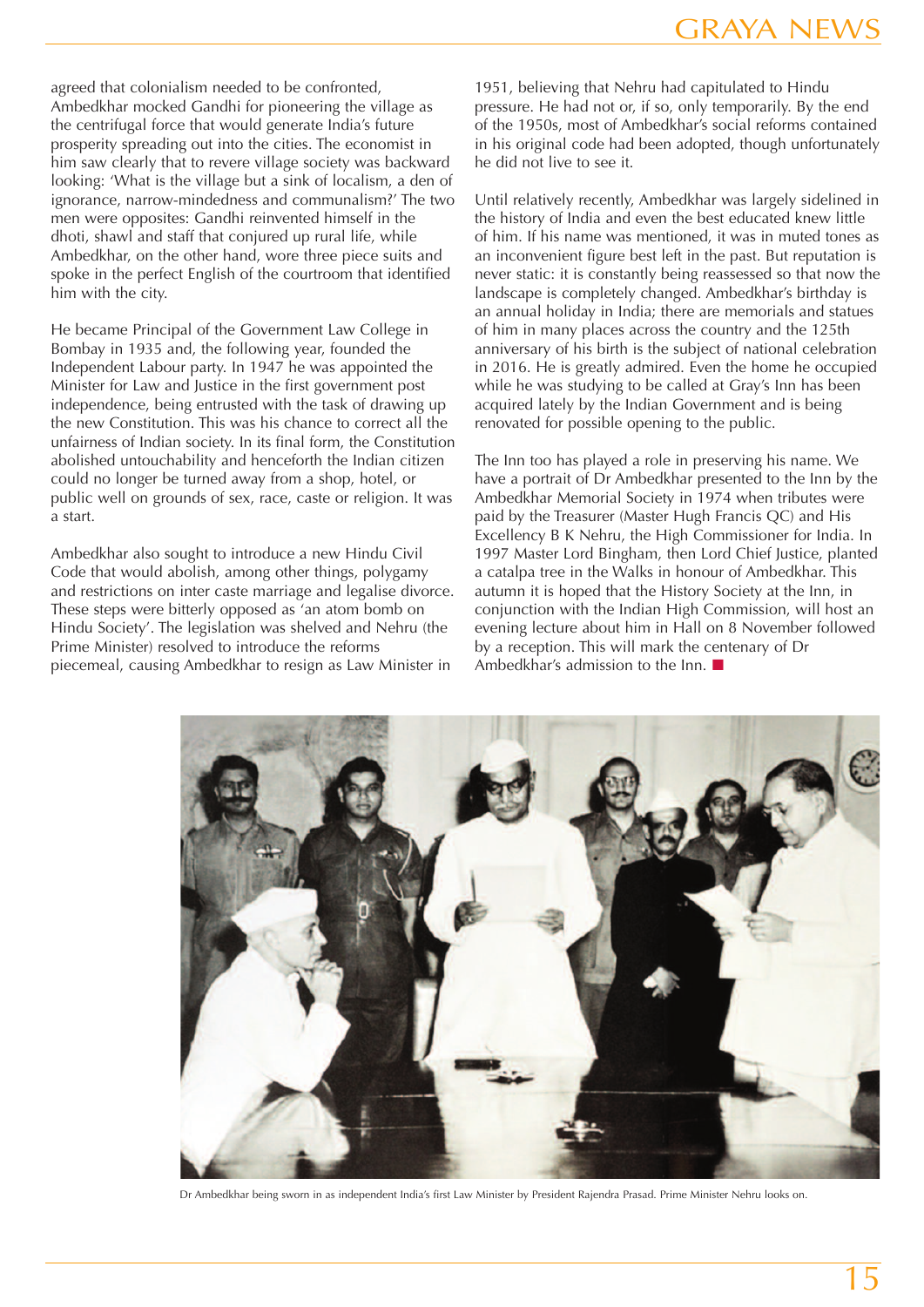agreed that colonialism needed to be confronted, Ambedkhar mocked Gandhi for pioneering the village as the centrifugal force that would generate India's future prosperity spreading out into the cities. The economist in him saw clearly that to revere village society was backward looking: 'What is the village but a sink of localism, a den of ignorance, narrow-mindedness and communalism?' The two men were opposites: Gandhi reinvented himself in the dhoti, shawl and staff that conjured up rural life, while Ambedkhar, on the other hand, wore three piece suits and spoke in the perfect English of the courtroom that identified him with the city.

He became Principal of the Government Law College in Bombay in 1935 and, the following year, founded the Independent Labour party. In 1947 he was appointed the Minister for Law and Justice in the first government post independence, being entrusted with the task of drawing up the new Constitution. This was his chance to correct all the unfairness of Indian society. In its final form, the Constitution abolished untouchability and henceforth the Indian citizen could no longer be turned away from a shop, hotel, or public well on grounds of sex, race, caste or religion. It was a start.

Ambedkhar also sought to introduce a new Hindu Civil Code that would abolish, among other things, polygamy and restrictions on inter caste marriage and legalise divorce. These steps were bitterly opposed as 'an atom bomb on Hindu Society'. The legislation was shelved and Nehru (the Prime Minister) resolved to introduce the reforms piecemeal, causing Ambedkhar to resign as Law Minister in 1951, believing that Nehru had capitulated to Hindu pressure. He had not or, if so, only temporarily. By the end of the 1950s, most of Ambedkhar's social reforms contained in his original code had been adopted, though unfortunately he did not live to see it.

Until relatively recently, Ambedkhar was largely sidelined in the history of India and even the best educated knew little of him. If his name was mentioned, it was in muted tones as an inconvenient figure best left in the past. But reputation is never static: it is constantly being reassessed so that now the landscape is completely changed. Ambedkhar's birthday is an annual holiday in India; there are memorials and statues of him in many places across the country and the 125th anniversary of his birth is the subject of national celebration in 2016. He is greatly admired. Even the home he occupied while he was studying to be called at Gray's Inn has been acquired lately by the Indian Government and is being renovated for possible opening to the public.

The Inn too has played a role in preserving his name. We have a portrait of Dr Ambedkhar presented to the Inn by the Ambedkhar Memorial Society in 1974 when tributes were paid by the Treasurer (Master Hugh Francis QC) and His Excellency B K Nehru, the High Commissioner for India. In 1997 Master Lord Bingham, then Lord Chief Justice, planted a catalpa tree in the Walks in honour of Ambedkhar. This autumn it is hoped that the History Society at the Inn, in conjunction with the Indian High Commission, will host an evening lecture about him in Hall on 8 November followed by a reception. This will mark the centenary of Dr Ambedkhar's admission to the Inn. ■

Dr Ambedkhar being sworn in as independent India's first Law Minister by President Rajendra Prasad. Prime Minister Nehru looks on.